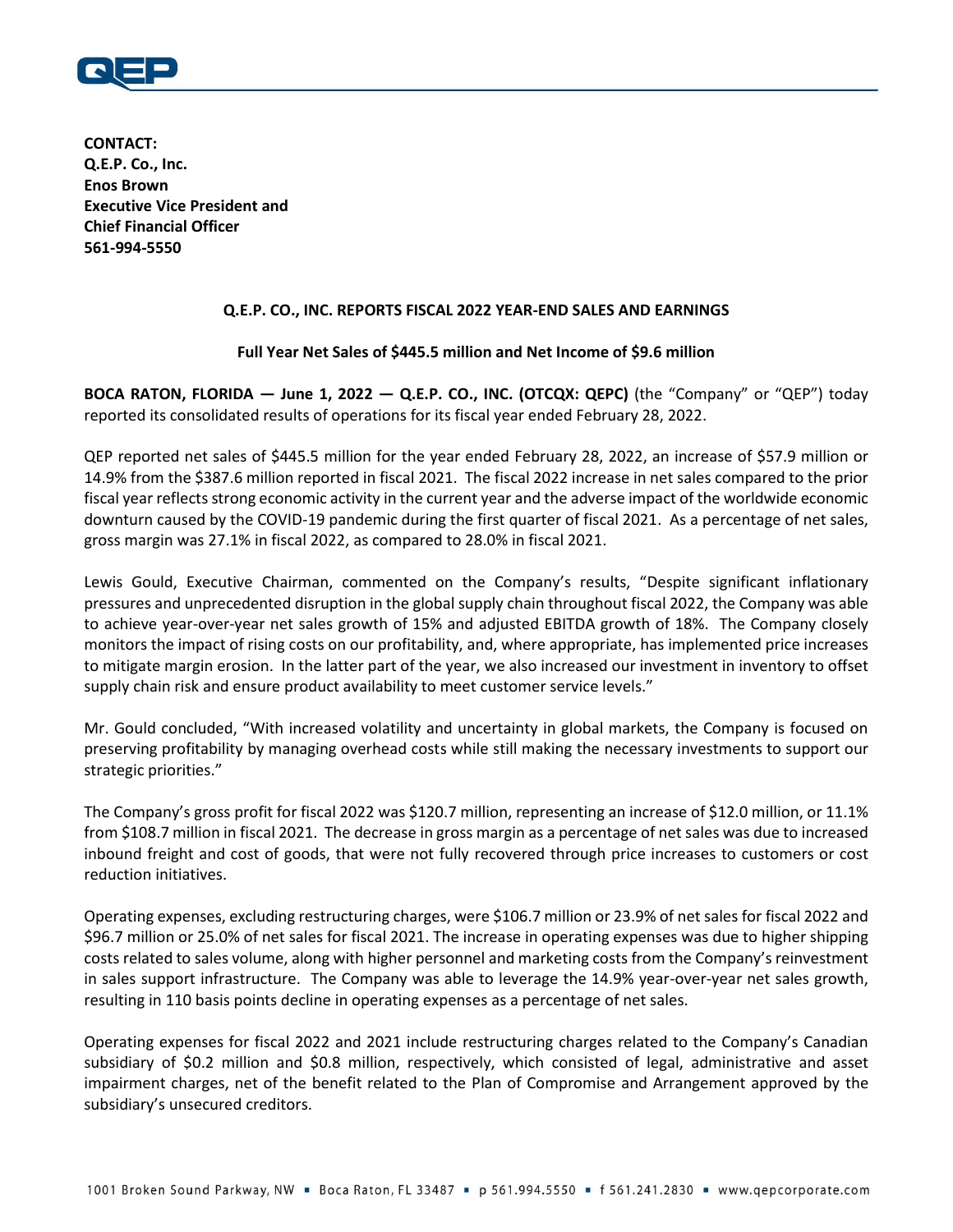**CONTACT:**
**Q.E.P. Co., Inc.**
**Enos Brown**
**Executive Vice President and**
**Chief Financial Officer**
**561-994-5550**

## Q.E.P. CO., INC. REPORTS FISCAL 2022 YEAR-END SALES AND EARNINGS

### Full Year Net Sales of $445.5 million and Net Income of $9.6 million

**BOCA RATON, FLORIDA — June 1, 2022 — Q.E.P. CO., INC. (OTCQX: QEPC)** (the "Company" or "QEP") today reported its consolidated results of operations for its fiscal year ended February 28, 2022.

QEP reported net sales of $445.5 million for the year ended February 28, 2022, an increase of $57.9 million or 14.9% from the $387.6 million reported in fiscal 2021. The fiscal 2022 increase in net sales compared to the prior fiscal year reflects strong economic activity in the current year and the adverse impact of the worldwide economic downturn caused by the COVID-19 pandemic during the first quarter of fiscal 2021. As a percentage of net sales, gross margin was 27.1% in fiscal 2022, as compared to 28.0% in fiscal 2021.

Lewis Gould, Executive Chairman, commented on the Company's results, "Despite significant inflationary pressures and unprecedented disruption in the global supply chain throughout fiscal 2022, the Company was able to achieve year-over-year net sales growth of 15% and adjusted EBITDA growth of 18%. The Company closely monitors the impact of rising costs on our profitability, and, where appropriate, has implemented price increases to mitigate margin erosion. In the latter part of the year, we also increased our investment in inventory to offset supply chain risk and ensure product availability to meet customer service levels."

Mr. Gould concluded, "With increased volatility and uncertainty in global markets, the Company is focused on preserving profitability by managing overhead costs while still making the necessary investments to support our strategic priorities."

The Company's gross profit for fiscal 2022 was $120.7 million, representing an increase of $12.0 million, or 11.1% from $108.7 million in fiscal 2021. The decrease in gross margin as a percentage of net sales was due to increased inbound freight and cost of goods, that were not fully recovered through price increases to customers or cost reduction initiatives.

Operating expenses, excluding restructuring charges, were $106.7 million or 23.9% of net sales for fiscal 2022 and $96.7 million or 25.0% of net sales for fiscal 2021. The increase in operating expenses was due to higher shipping costs related to sales volume, along with higher personnel and marketing costs from the Company's reinvestment in sales support infrastructure. The Company was able to leverage the 14.9% year-over-year net sales growth, resulting in 110 basis points decline in operating expenses as a percentage of net sales.

Operating expenses for fiscal 2022 and 2021 include restructuring charges related to the Company's Canadian subsidiary of $0.2 million and $0.8 million, respectively, which consisted of legal, administrative and asset impairment charges, net of the benefit related to the Plan of Compromise and Arrangement approved by the subsidiary's unsecured creditors.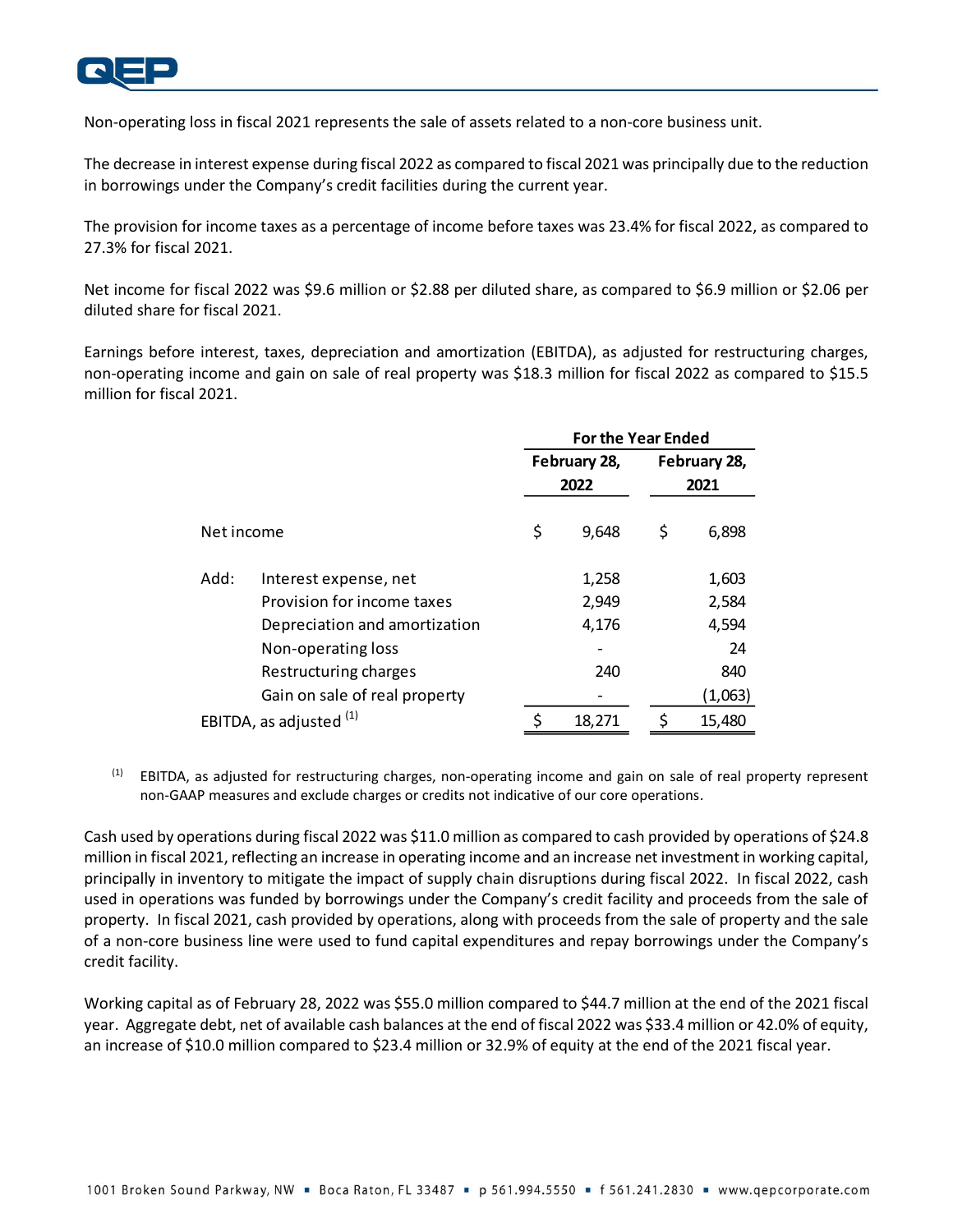Non-operating loss in fiscal 2021 represents the sale of assets related to a non-core business unit.

The decrease in interest expense during fiscal 2022 as compared to fiscal 2021 was principally due to the reduction in borrowings under the Company's credit facilities during the current year.

The provision for income taxes as a percentage of income before taxes was 23.4% for fiscal 2022, as compared to 27.3% for fiscal 2021.

Net income for fiscal 2022 was $9.6 million or $2.88 per diluted share, as compared to $6.9 million or $2.06 per diluted share for fiscal 2021.

Earnings before interest, taxes, depreciation and amortization (EBITDA), as adjusted for restructuring charges, non-operating income and gain on sale of real property was $18.3 million for fiscal 2022 as compared to $15.5 million for fiscal 2021.

| | | For the Year Ended | |
|---|---|---|---|
| | | February 28, 2022 | February 28, 2021 |
| Net income | | $ 9,648 | $ 6,898 |
| Add: | Interest expense, net | 1,258 | 1,603 |
| | Provision for income taxes | 2,949 | 2,584 |
| | Depreciation and amortization | 4,176 | 4,594 |
| | Non-operating loss | - | 24 |
| | Restructuring charges | 240 | 840 |
| | Gain on sale of real property | - | (1,063) |
| EBITDA, as adjusted [(1)] | | $ 18,271 | $ 15,480 |

[(1)] EBITDA, as adjusted for restructuring charges, non-operating income and gain on sale of real property represent non-GAAP measures and exclude charges or credits not indicative of our core operations.

Cash used by operations during fiscal 2022 was $11.0 million as compared to cash provided by operations of $24.8 million in fiscal 2021, reflecting an increase in operating income and an increase net investment in working capital, principally in inventory to mitigate the impact of supply chain disruptions during fiscal 2022. In fiscal 2022, cash used in operations was funded by borrowings under the Company's credit facility and proceeds from the sale of property. In fiscal 2021, cash provided by operations, along with proceeds from the sale of property and the sale of a non-core business line were used to fund capital expenditures and repay borrowings under the Company's credit facility.

Working capital as of February 28, 2022 was $55.0 million compared to $44.7 million at the end of the 2021 fiscal year. Aggregate debt, net of available cash balances at the end of fiscal 2022 was $33.4 million or 42.0% of equity, an increase of $10.0 million compared to $23.4 million or 32.9% of equity at the end of the 2021 fiscal year.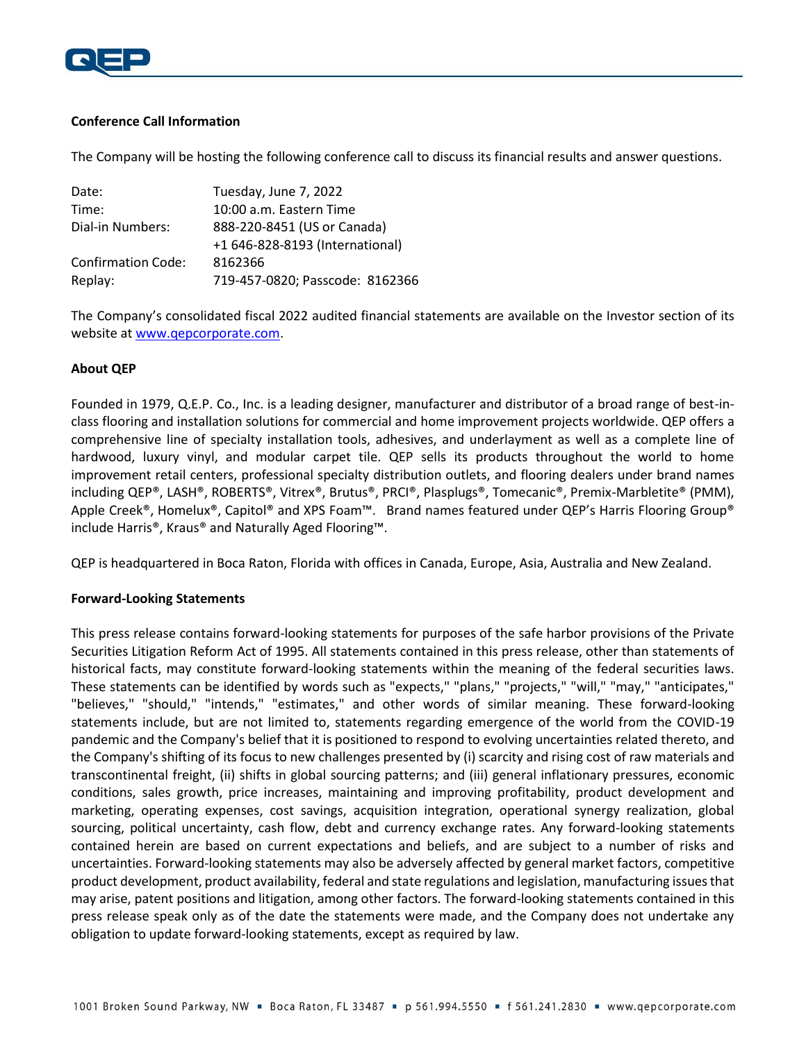**Conference Call Information**

The Company will be hosting the following conference call to discuss its financial results and answer questions.

| | |
|---|---|
| Date: | Tuesday, June 7, 2022 |
| Time: | 10:00 a.m. Eastern Time |
| Dial-in Numbers: | 888-220-8451 (US or Canada) |
| | +1 646-828-8193 (International) |
| Confirmation Code: | 8162366 |
| Replay: | 719-457-0820; Passcode: 8162366 |

The Company's consolidated fiscal 2022 audited financial statements are available on the Investor section of its website at www.qepcorporate.com.

**About QEP**

Founded in 1979, Q.E.P. Co., Inc. is a leading designer, manufacturer and distributor of a broad range of best-in-class flooring and installation solutions for commercial and home improvement projects worldwide. QEP offers a comprehensive line of specialty installation tools, adhesives, and underlayment as well as a complete line of hardwood, luxury vinyl, and modular carpet tile. QEP sells its products throughout the world to home improvement retail centers, professional specialty distribution outlets, and flooring dealers under brand names including QEP®, LASH®, ROBERTS®, Vitrex®, Brutus®, PRCI®, Plasplugs®, Tomecanic®, Premix-Marbletite® (PMM), Apple Creek®, Homelux®, Capitol® and XPS Foam™. Brand names featured under QEP's Harris Flooring Group® include Harris®, Kraus® and Naturally Aged Flooring™.

QEP is headquartered in Boca Raton, Florida with offices in Canada, Europe, Asia, Australia and New Zealand.

**Forward-Looking Statements**

This press release contains forward-looking statements for purposes of the safe harbor provisions of the Private Securities Litigation Reform Act of 1995. All statements contained in this press release, other than statements of historical facts, may constitute forward-looking statements within the meaning of the federal securities laws. These statements can be identified by words such as "expects," "plans," "projects," "will," "may," "anticipates," "believes," "should," "intends," "estimates," and other words of similar meaning. These forward-looking statements include, but are not limited to, statements regarding emergence of the world from the COVID-19 pandemic and the Company's belief that it is positioned to respond to evolving uncertainties related thereto, and the Company's shifting of its focus to new challenges presented by (i) scarcity and rising cost of raw materials and transcontinental freight, (ii) shifts in global sourcing patterns; and (iii) general inflationary pressures, economic conditions, sales growth, price increases, maintaining and improving profitability, product development and marketing, operating expenses, cost savings, acquisition integration, operational synergy realization, global sourcing, political uncertainty, cash flow, debt and currency exchange rates. Any forward-looking statements contained herein are based on current expectations and beliefs, and are subject to a number of risks and uncertainties. Forward-looking statements may also be adversely affected by general market factors, competitive product development, product availability, federal and state regulations and legislation, manufacturing issues that may arise, patent positions and litigation, among other factors. The forward-looking statements contained in this press release speak only as of the date the statements were made, and the Company does not undertake any obligation to update forward-looking statements, except as required by law.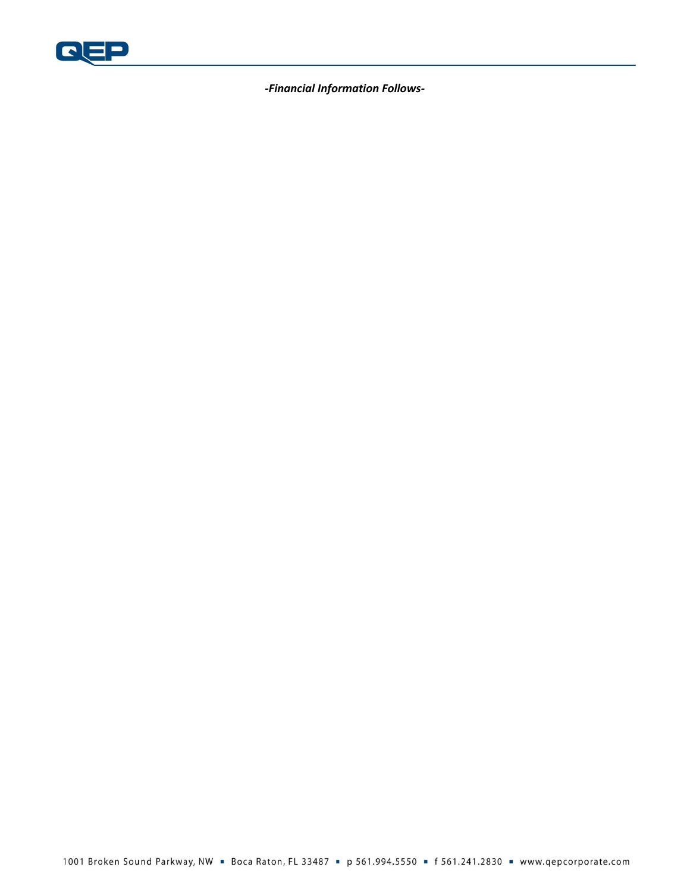*-Financial Information Follows-*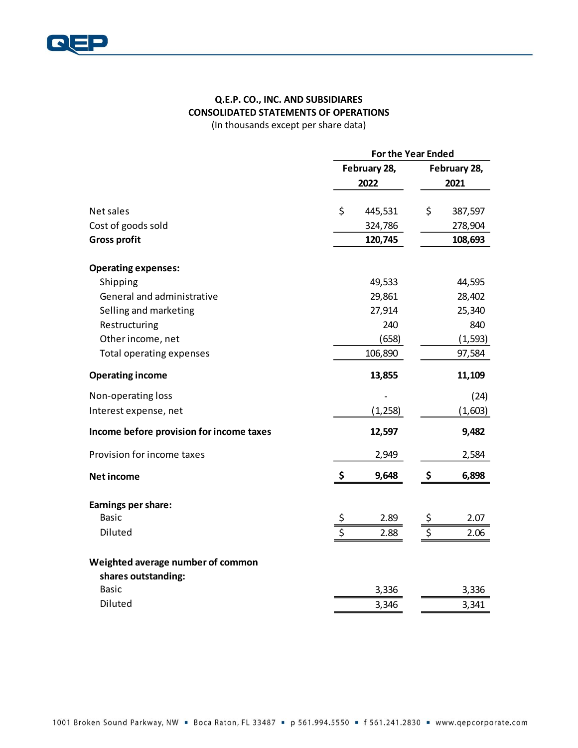**Q.E.P. CO., INC. AND SUBSIDIARES**
**CONSOLIDATED STATEMENTS OF OPERATIONS**
(In thousands except per share data)

| | For the Year Ended | |
|---|---|---|
| | **February 28, 2022** | **February 28, 2021** |
| Net sales | $ 445,531 | $ 387,597 |
| Cost of goods sold | 324,786 | 278,904 |
| **Gross profit** | **120,745** | **108,693** |
| **Operating expenses:** | | |
| Shipping | 49,533 | 44,595 |
| General and administrative | 29,861 | 28,402 |
| Selling and marketing | 27,914 | 25,340 |
| Restructuring | 240 | 840 |
| Other income, net | (658) | (1,593) |
| Total operating expenses | 106,890 | 97,584 |
| **Operating income** | **13,855** | **11,109** |
| Non-operating loss | - | (24) |
| Interest expense, net | (1,258) | (1,603) |
| **Income before provision for income taxes** | **12,597** | **9,482** |
| Provision for income taxes | 2,949 | 2,584 |
| **Net income** | **$ 9,648** | **$ 6,898** |
| **Earnings per share:** | | |
| Basic | $ 2.89 | $ 2.07 |
| Diluted | $ 2.88 | $ 2.06 |
| **Weighted average number of common shares outstanding:** | | |
| Basic | 3,336 | 3,336 |
| Diluted | 3,346 | 3,341 |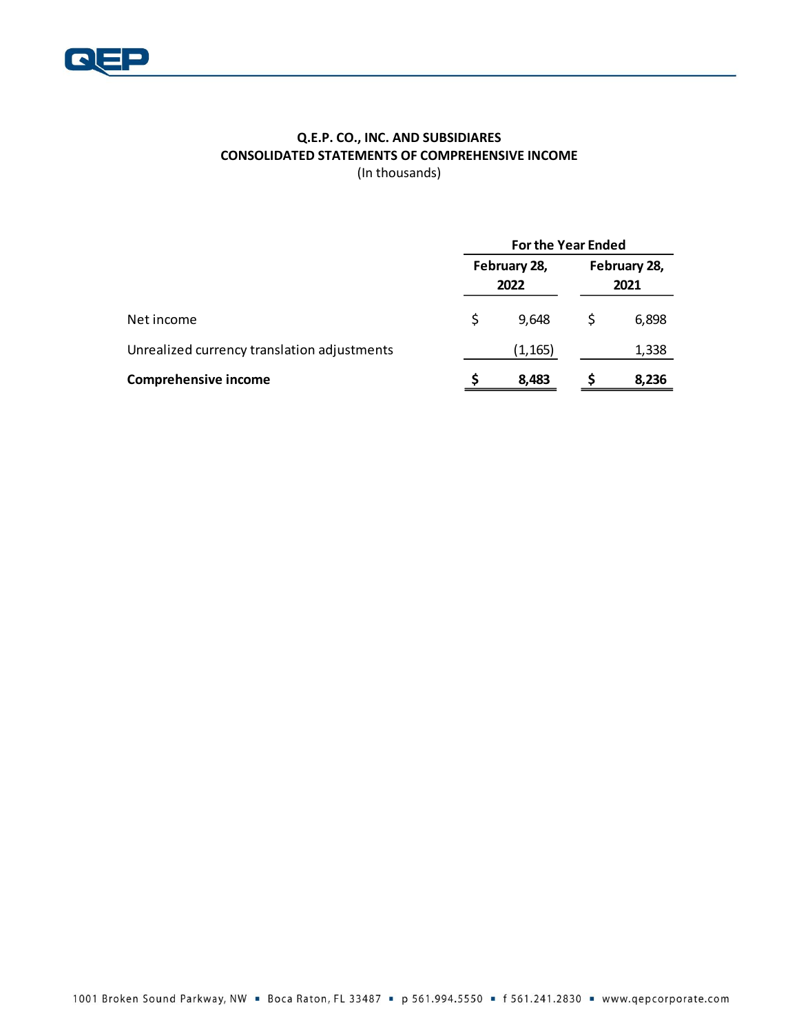**Q.E.P. CO., INC. AND SUBSIDIARES**
**CONSOLIDATED STATEMENTS OF COMPREHENSIVE INCOME**
(In thousands)

| | For the Year Ended | |
|---|---|---|
| | February 28, 2022 | February 28, 2021 |
| Net income | $ 9,648 | $ 6,898 |
| Unrealized currency translation adjustments | (1,165) | 1,338 |
| **Comprehensive income** | **$ 8,483** | **$ 8,236** |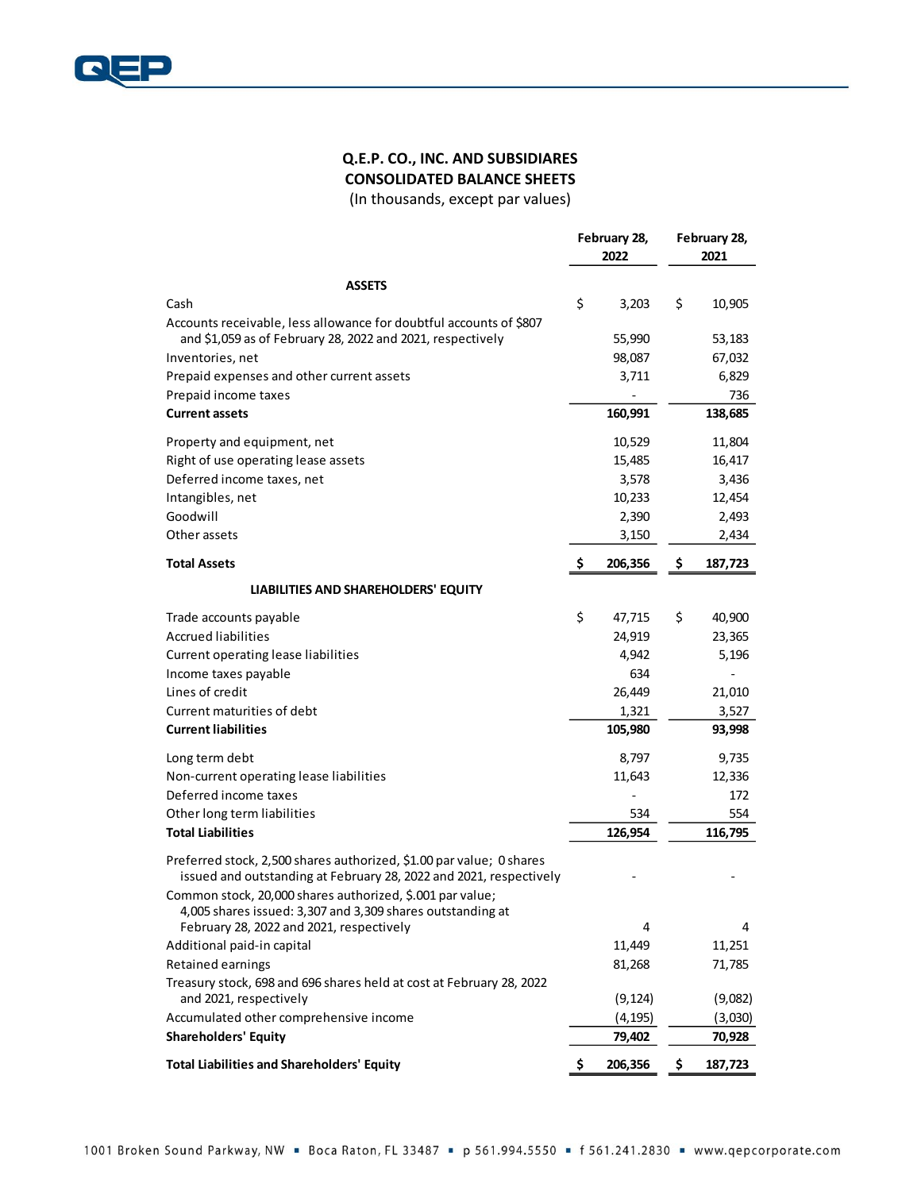# Q.E.P. CO., INC. AND SUBSIDIARES
## CONSOLIDATED BALANCE SHEETS
(In thousands, except par values)

| | February 28, 2022 | February 28, 2021 |
|---|---|---|
| **ASSETS** | | |
| Cash | $ 3,203 | $ 10,905 |
| Accounts receivable, less allowance for doubtful accounts of $807 and $1,059 as of February 28, 2022 and 2021, respectively | 55,990 | 53,183 |
| Inventories, net | 98,087 | 67,032 |
| Prepaid expenses and other current assets | 3,711 | 6,829 |
| Prepaid income taxes | - | 736 |
| **Current assets** | **160,991** | **138,685** |
| Property and equipment, net | 10,529 | 11,804 |
| Right of use operating lease assets | 15,485 | 16,417 |
| Deferred income taxes, net | 3,578 | 3,436 |
| Intangibles, net | 10,233 | 12,454 |
| Goodwill | 2,390 | 2,493 |
| Other assets | 3,150 | 2,434 |
| **Total Assets** | **$ 206,356** | **$ 187,723** |
| **LIABILITIES AND SHAREHOLDERS' EQUITY** | | |
| Trade accounts payable | $ 47,715 | $ 40,900 |
| Accrued liabilities | 24,919 | 23,365 |
| Current operating lease liabilities | 4,942 | 5,196 |
| Income taxes payable | 634 | - |
| Lines of credit | 26,449 | 21,010 |
| Current maturities of debt | 1,321 | 3,527 |
| **Current liabilities** | **105,980** | **93,998** |
| Long term debt | 8,797 | 9,735 |
| Non-current operating lease liabilities | 11,643 | 12,336 |
| Deferred income taxes | - | 172 |
| Other long term liabilities | 534 | 554 |
| **Total Liabilities** | **126,954** | **116,795** |
| Preferred stock, 2,500 shares authorized, $1.00 par value; 0 shares issued and outstanding at February 28, 2022 and 2021, respectively | - | - |
| Common stock, 20,000 shares authorized, $.001 par value; 4,005 shares issued: 3,307 and 3,309 shares outstanding at February 28, 2022 and 2021, respectively | 4 | 4 |
| Additional paid-in capital | 11,449 | 11,251 |
| Retained earnings | 81,268 | 71,785 |
| Treasury stock, 698 and 696 shares held at cost at February 28, 2022 and 2021, respectively | (9,124) | (9,082) |
| Accumulated other comprehensive income | (4,195) | (3,030) |
| **Shareholders' Equity** | **79,402** | **70,928** |
| **Total Liabilities and Shareholders' Equity** | **$ 206,356** | **$ 187,723** |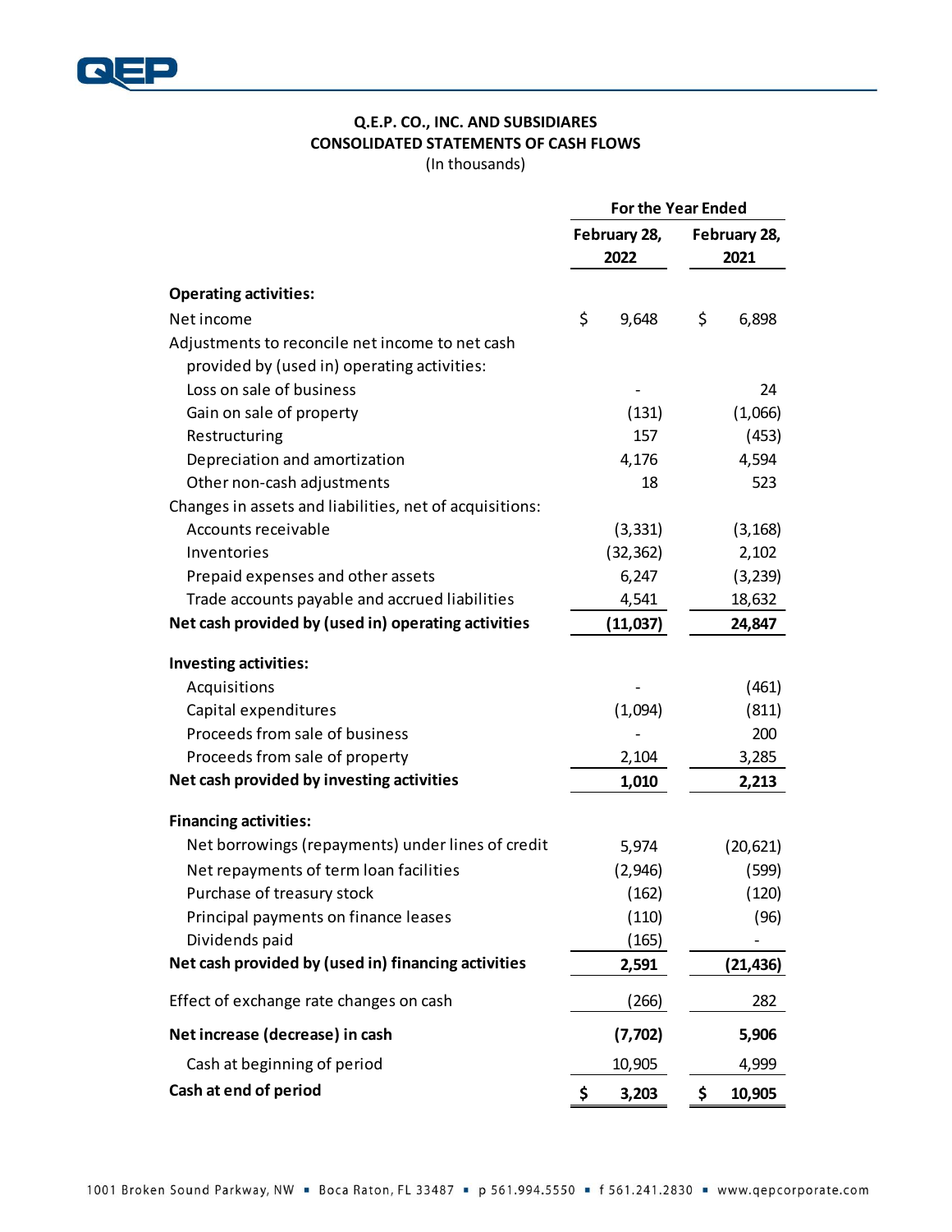## Q.E.P. CO., INC. AND SUBSIDIARES
## CONSOLIDATED STATEMENTS OF CASH FLOWS
(In thousands)

| | For the Year Ended | |
|---|---|---|
| | February 28, 2022 | February 28, 2021 |
| **Operating activities:** | | |
| Net income | $ 9,648 | $ 6,898 |
| Adjustments to reconcile net income to net cash provided by (used in) operating activities: | | |
| Loss on sale of business | - | 24 |
| Gain on sale of property | (131) | (1,066) |
| Restructuring | 157 | (453) |
| Depreciation and amortization | 4,176 | 4,594 |
| Other non-cash adjustments | 18 | 523 |
| Changes in assets and liabilities, net of acquisitions: | | |
| Accounts receivable | (3,331) | (3,168) |
| Inventories | (32,362) | 2,102 |
| Prepaid expenses and other assets | 6,247 | (3,239) |
| Trade accounts payable and accrued liabilities | 4,541 | 18,632 |
| **Net cash provided by (used in) operating activities** | **(11,037)** | **24,847** |
| **Investing activities:** | | |
| Acquisitions | - | (461) |
| Capital expenditures | (1,094) | (811) |
| Proceeds from sale of business | - | 200 |
| Proceeds from sale of property | 2,104 | 3,285 |
| **Net cash provided by investing activities** | **1,010** | **2,213** |
| **Financing activities:** | | |
| Net borrowings (repayments) under lines of credit | 5,974 | (20,621) |
| Net repayments of term loan facilities | (2,946) | (599) |
| Purchase of treasury stock | (162) | (120) |
| Principal payments on finance leases | (110) | (96) |
| Dividends paid | (165) | - |
| **Net cash provided by (used in) financing activities** | **2,591** | **(21,436)** |
| Effect of exchange rate changes on cash | (266) | 282 |
| **Net increase (decrease) in cash** | **(7,702)** | **5,906** |
| Cash at beginning of period | 10,905 | 4,999 |
| **Cash at end of period** | **$ 3,203** | **$ 10,905** |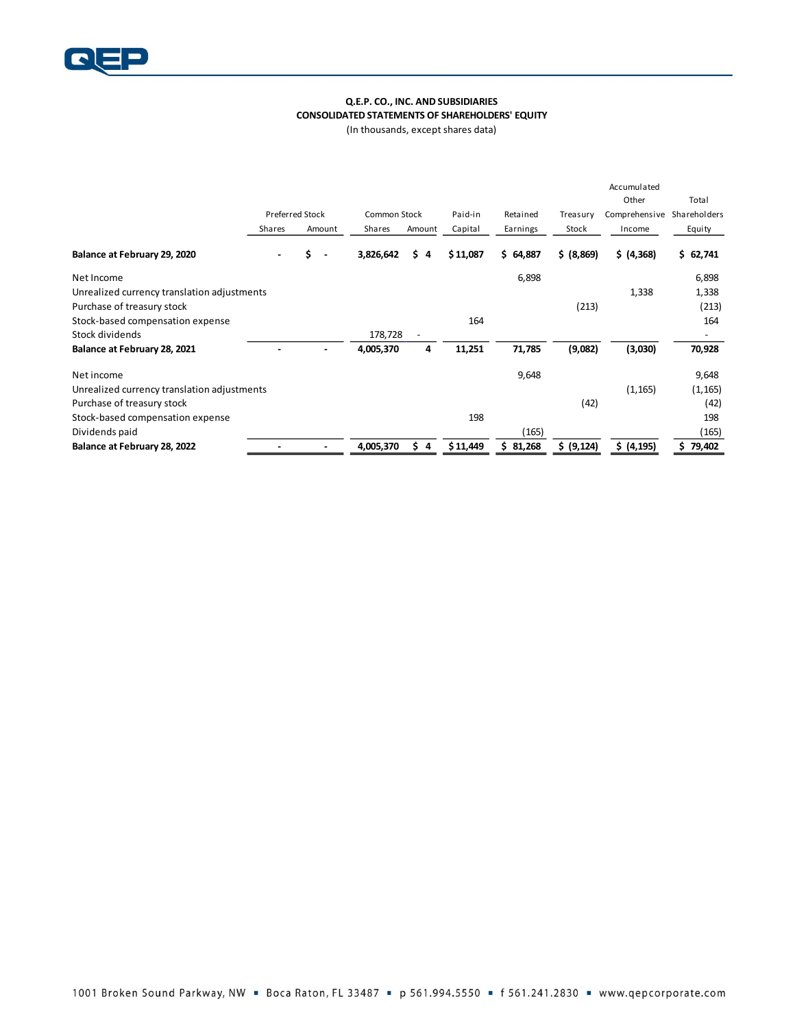**Q.E.P. CO., INC. AND SUBSIDIARIES**
**CONSOLIDATED STATEMENTS OF SHAREHOLDERS' EQUITY**
(In thousands, except shares data)

| | Preferred Stock | | Common Stock | | Paid-in | Retained | Treasury | Accumulated Other Comprehensive | Total Shareholders |
|---|---|---|---|---|---|---|---|---|---|
| | Shares | Amount | Shares | Amount | Capital | Earnings | Stock | Income | Equity |
| **Balance at February 29, 2020** | - | $ - | 3,826,642 | $ 4 | $ 11,087 | $ 64,887 | $ (8,869) | $ (4,368) | $ 62,741 |
| Net Income | | | | | | 6,898 | | | 6,898 |
| Unrealized currency translation adjustments | | | | | | | | 1,338 | 1,338 |
| Purchase of treasury stock | | | | | | | (213) | | (213) |
| Stock-based compensation expense | | | | | 164 | | | | 164 |
| Stock dividends | | | 178,728 | - | | | | | - |
| **Balance at February 28, 2021** | - | - | 4,005,370 | 4 | 11,251 | 71,785 | (9,082) | (3,030) | 70,928 |
| Net income | | | | | | 9,648 | | | 9,648 |
| Unrealized currency translation adjustments | | | | | | | | (1,165) | (1,165) |
| Purchase of treasury stock | | | | | | | (42) | | (42) |
| Stock-based compensation expense | | | | | 198 | | | | 198 |
| Dividends paid | | | | | | (165) | | | (165) |
| **Balance at February 28, 2022** | - | - | 4,005,370 | $ 4 | $ 11,449 | $ 81,268 | $ (9,124) | $ (4,195) | $ 79,402 |